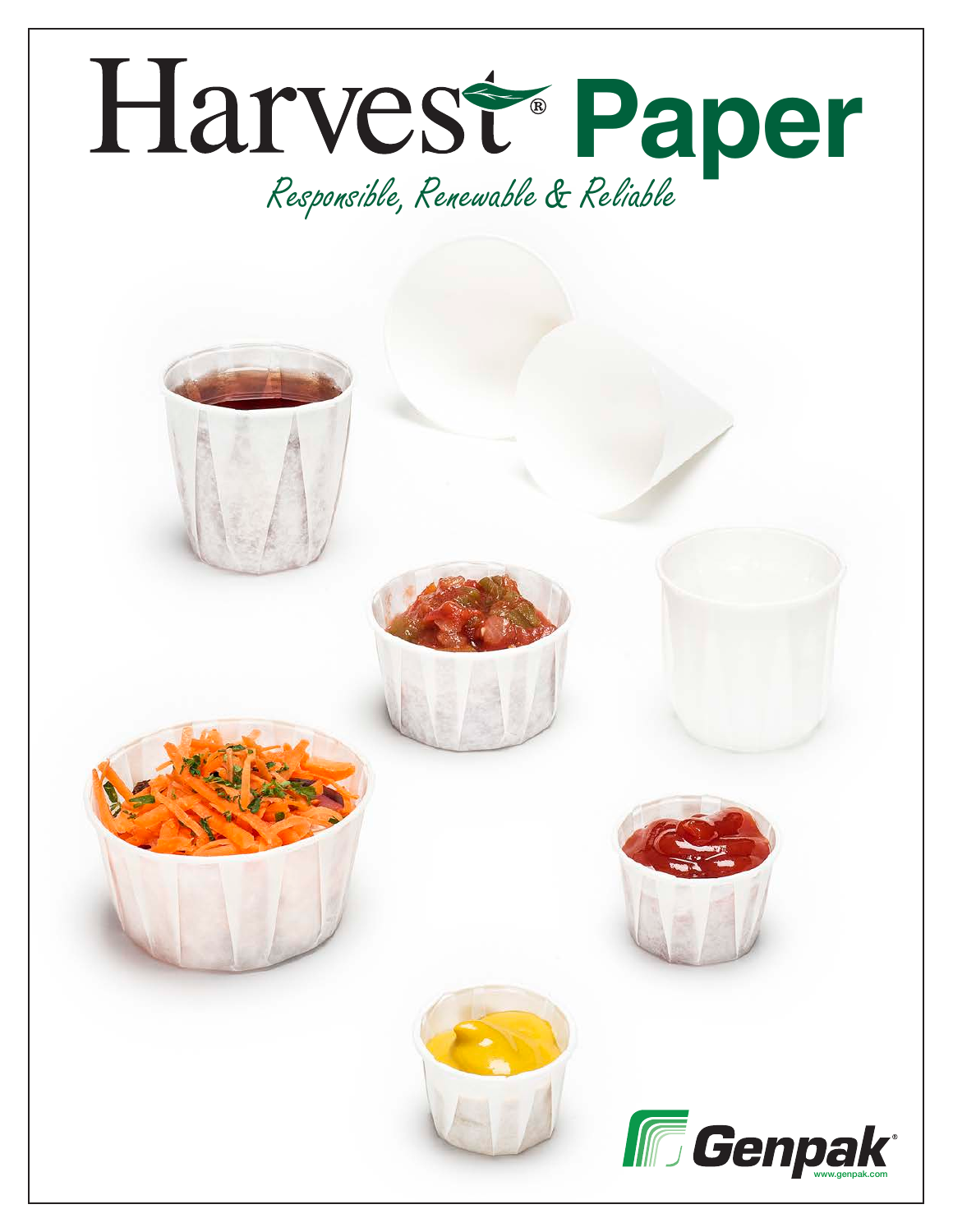# Harvest® Paper

*Responsible, Renewable & Reliable*

Genpak®

www.genpak.com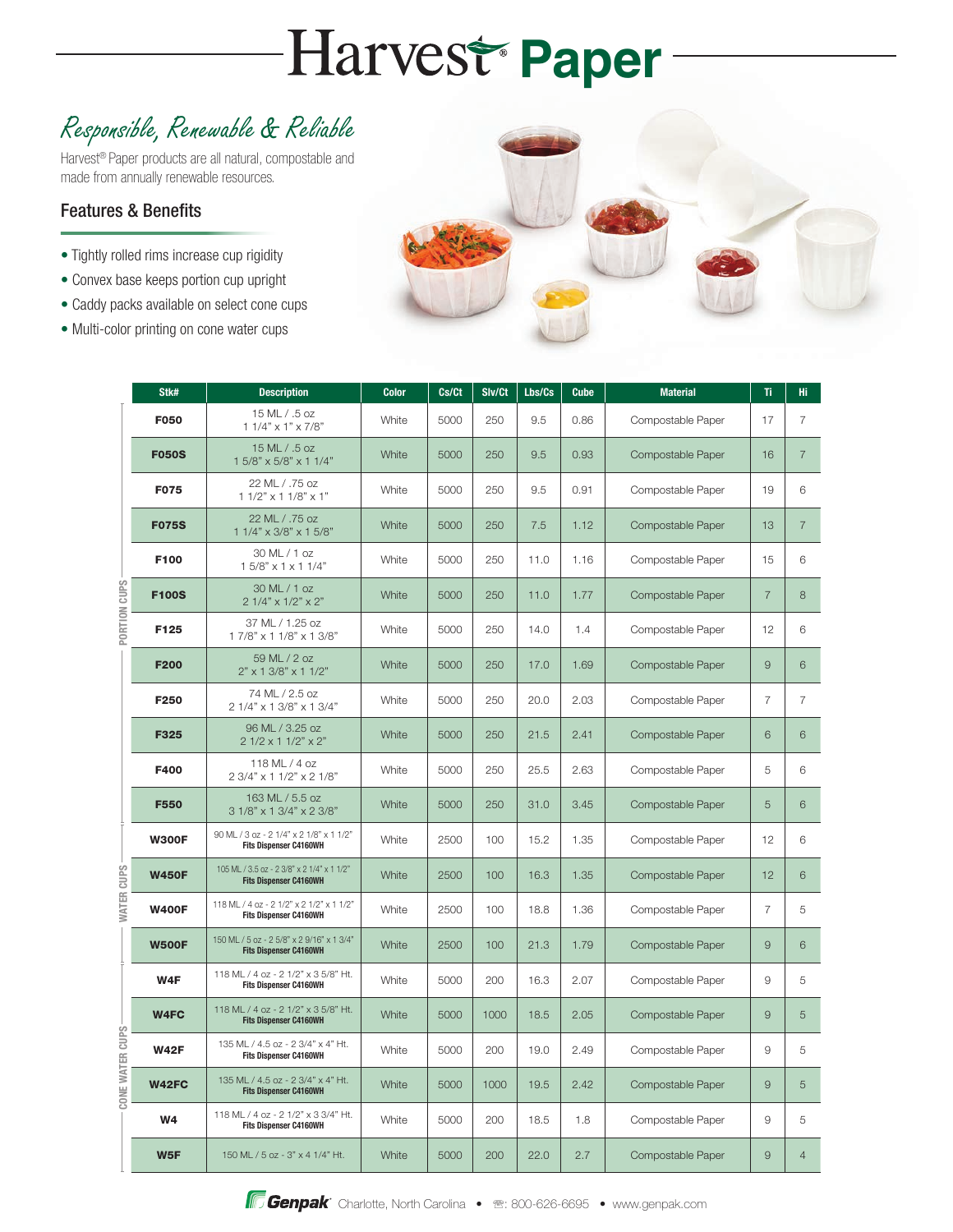# Harvest® Paper

*Responsible, Renewable & Reliable*

Harvest® Paper products are all natural, compostable and made from annually renewable resources.

## Features & Benefits

- Tightly rolled rims increase cup rigidity
- Convex base keeps portion cup upright
- Caddy packs available on select cone cups
- Multi-color printing on cone water cups

| | Stk# | Description | Color | Cs/Ct | Slv/Ct | Lbs/Cs | Cube | Material | Ti | Hi |
|---|---|---|---|---|---|---|---|---|---|---|
| PORTION CUPS | **F050** | 15 ML / .5 oz 1 1/4" x 1" x 7/8" | White | 5000 | 250 | 9.5 | 0.86 | Compostable Paper | 17 | 7 |
| | **F050S** | 15 ML / .5 oz 1 5/8" x 5/8" x 1 1/4" | White | 5000 | 250 | 9.5 | 0.93 | Compostable Paper | 16 | 7 |
| | **F075** | 22 ML / .75 oz 1 1/2" x 1 1/8" x 1" | White | 5000 | 250 | 9.5 | 0.91 | Compostable Paper | 19 | 6 |
| | **F075S** | 22 ML / .75 oz 1 1/4" x 3/8" x 1 5/8" | White | 5000 | 250 | 7.5 | 1.12 | Compostable Paper | 13 | 7 |
| | **F100** | 30 ML / 1 oz 1 5/8" x 1 x 1 1/4" | White | 5000 | 250 | 11.0 | 1.16 | Compostable Paper | 15 | 6 |
| | **F100S** | 30 ML / 1 oz 2 1/4" x 1/2" x 2" | White | 5000 | 250 | 11.0 | 1.77 | Compostable Paper | 7 | 8 |
| | **F125** | 37 ML / 1.25 oz 1 7/8" x 1 1/8" x 1 3/8" | White | 5000 | 250 | 14.0 | 1.4 | Compostable Paper | 12 | 6 |
| | **F200** | 59 ML / 2 oz 2" x 1 3/8" x 1 1/2" | White | 5000 | 250 | 17.0 | 1.69 | Compostable Paper | 9 | 6 |
| | **F250** | 74 ML / 2.5 oz 2 1/4" x 1 3/8" x 1 3/4" | White | 5000 | 250 | 20.0 | 2.03 | Compostable Paper | 7 | 7 |
| | **F325** | 96 ML / 3.25 oz 2 1/2 x 1 1/2" x 2" | White | 5000 | 250 | 21.5 | 2.41 | Compostable Paper | 6 | 6 |
| | **F400** | 118 ML / 4 oz 2 3/4" x 1 1/2" x 2 1/8" | White | 5000 | 250 | 25.5 | 2.63 | Compostable Paper | 5 | 6 |
| | **F550** | 163 ML / 5.5 oz 3 1/8" x 1 3/4" x 2 3/8" | White | 5000 | 250 | 31.0 | 3.45 | Compostable Paper | 5 | 6 |
| WATER CUPS | **W300F** | 90 ML / 3 oz - 2 1/4" x 2 1/8" x 1 1/2" **Fits Dispenser C4160WH** | White | 2500 | 100 | 15.2 | 1.35 | Compostable Paper | 12 | 6 |
| | **W450F** | 105 ML / 3.5 oz - 2 3/8" x 2 1/4" x 1 1/2" **Fits Dispenser C4160WH** | White | 2500 | 100 | 16.3 | 1.35 | Compostable Paper | 12 | 6 |
| | **W400F** | 118 ML / 4 oz - 2 1/2" x 2 1/2" x 1 1/2" **Fits Dispenser C4160WH** | White | 2500 | 100 | 18.8 | 1.36 | Compostable Paper | 7 | 5 |
| | **W500F** | 150 ML / 5 oz - 2 5/8" x 2 9/16" x 1 3/4" **Fits Dispenser C4160WH** | White | 2500 | 100 | 21.3 | 1.79 | Compostable Paper | 9 | 6 |
| CONE WATER CUPS | **W4F** | 118 ML / 4 oz - 2 1/2" x 3 5/8" Ht. **Fits Dispenser C4160WH** | White | 5000 | 200 | 16.3 | 2.07 | Compostable Paper | 9 | 5 |
| | **W4FC** | 118 ML / 4 oz - 2 1/2" x 3 5/8" Ht. **Fits Dispenser C4160WH** | White | 5000 | 1000 | 18.5 | 2.05 | Compostable Paper | 9 | 5 |
| | **W42F** | 135 ML / 4.5 oz - 2 3/4" x 4" Ht. **Fits Dispenser C4160WH** | White | 5000 | 200 | 19.0 | 2.49 | Compostable Paper | 9 | 5 |
| | **W42FC** | 135 ML / 4.5 oz - 2 3/4" x 4" Ht. **Fits Dispenser C4160WH** | White | 5000 | 1000 | 19.5 | 2.42 | Compostable Paper | 9 | 5 |
| | **W4** | 118 ML / 4 oz - 2 1/2" x 3 3/4" Ht. **Fits Dispenser C4160WH** | White | 5000 | 200 | 18.5 | 1.8 | Compostable Paper | 9 | 5 |
| | **W5F** | 150 ML / 5 oz - 3" x 4 1/4" Ht. | White | 5000 | 200 | 22.0 | 2.7 | Compostable Paper | 9 | 4 |

**Genpak**® Charlotte, North Carolina • ☎: 800-626-6695 • www.genpak.com